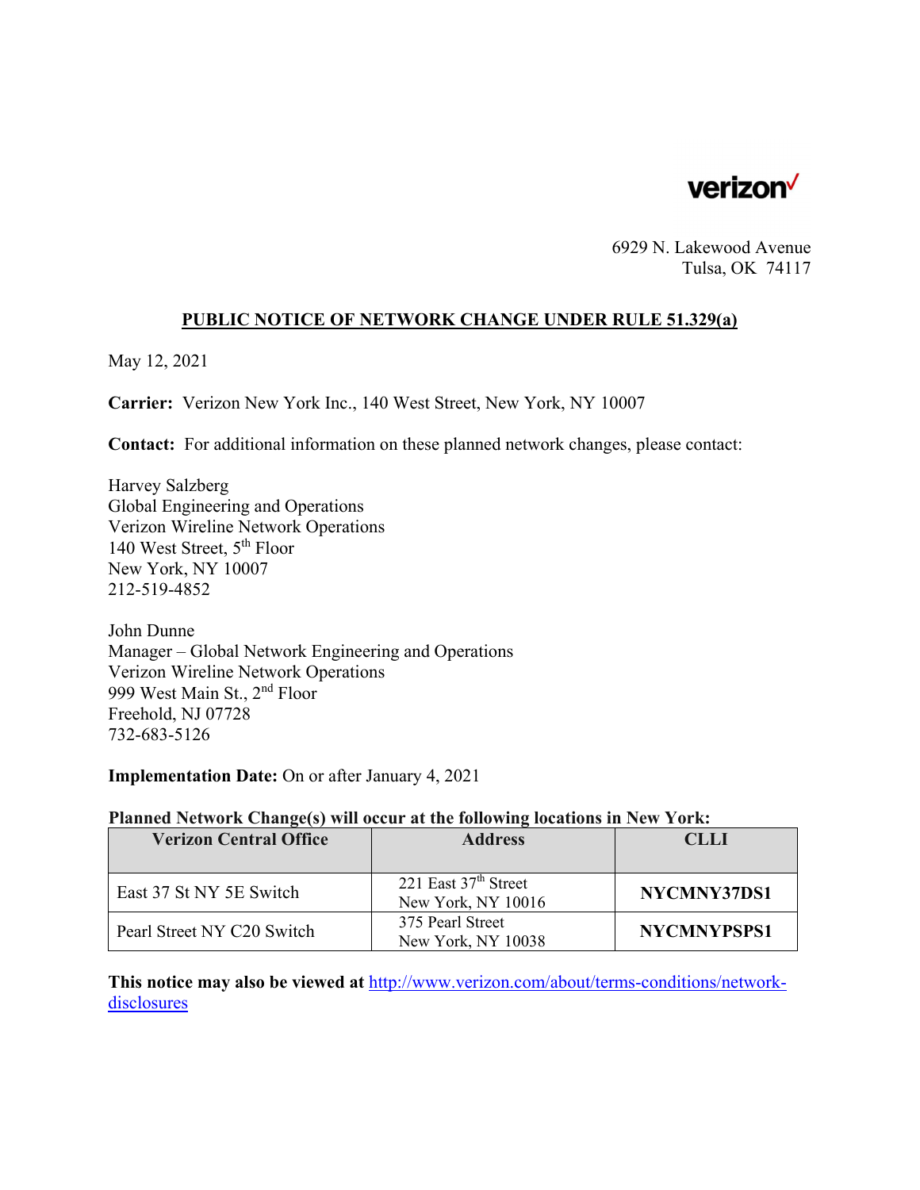verizon

6929 N. Lakewood Avenue
Tulsa, OK 74117

## PUBLIC NOTICE OF NETWORK CHANGE UNDER RULE 51.329(a)

May 12, 2021

**Carrier:** Verizon New York Inc., 140 West Street, New York, NY 10007

**Contact:** For additional information on these planned network changes, please contact:

Harvey Salzberg
Global Engineering and Operations
Verizon Wireline Network Operations
140 West Street, 5th Floor
New York, NY 10007
212-519-4852

John Dunne
Manager – Global Network Engineering and Operations
Verizon Wireline Network Operations
999 West Main St., 2nd Floor
Freehold, NJ 07728
732-683-5126

**Implementation Date:** On or after January 4, 2021

**Planned Network Change(s) will occur at the following locations in New York:**

| Verizon Central Office | Address | CLLI |
|---|---|---|
| East 37 St NY 5E Switch | 221 East 37th Street New York, NY 10016 | **NYCMNY37DS1** |
| Pearl Street NY C20 Switch | 375 Pearl Street New York, NY 10038 | **NYCMNYPSPS1** |

**This notice may also be viewed at** http://www.verizon.com/about/terms-conditions/network-disclosures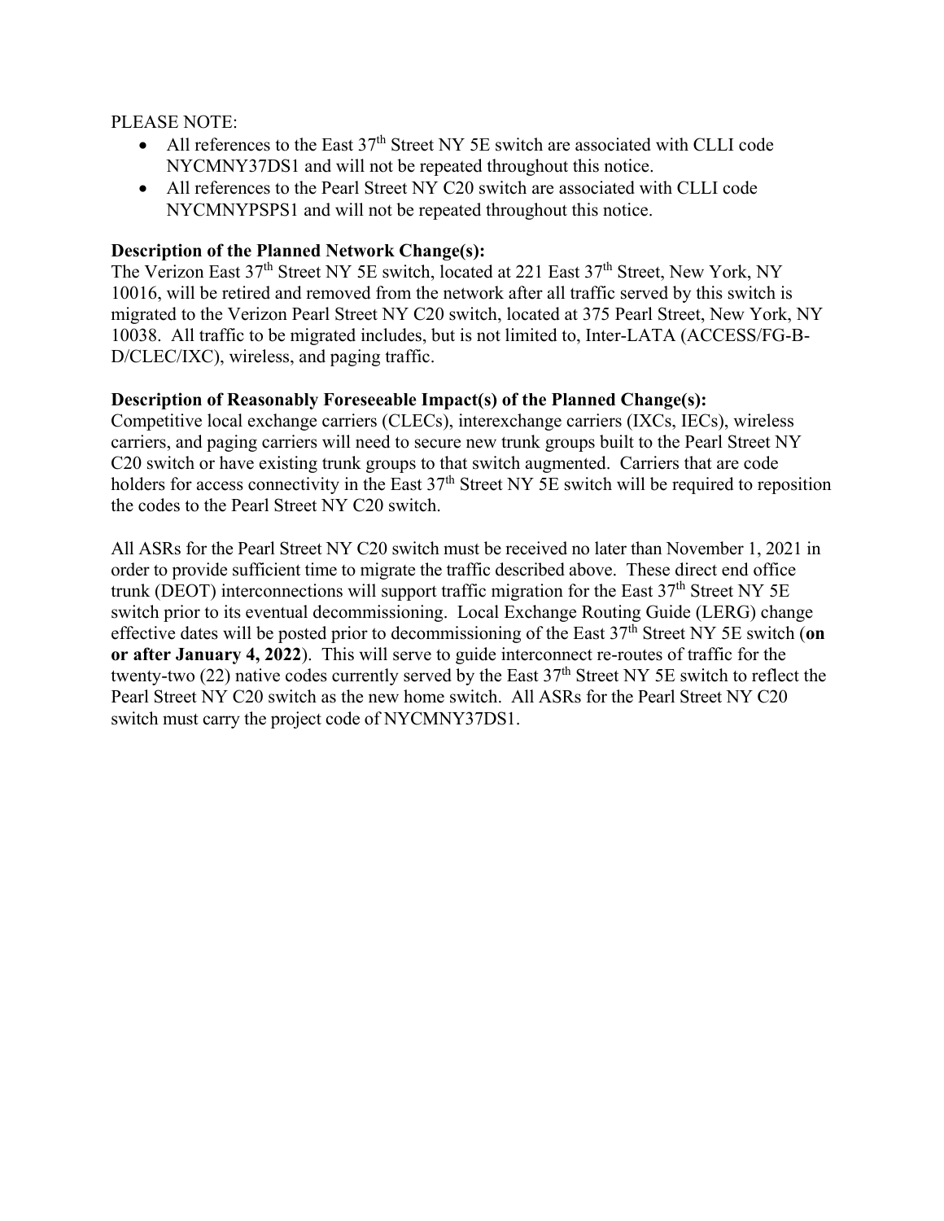PLEASE NOTE:

- All references to the East 37th Street NY 5E switch are associated with CLLI code NYCMNY37DS1 and will not be repeated throughout this notice.
- All references to the Pearl Street NY C20 switch are associated with CLLI code NYCMNYPSPS1 and will not be repeated throughout this notice.

**Description of the Planned Network Change(s):**

The Verizon East 37th Street NY 5E switch, located at 221 East 37th Street, New York, NY 10016, will be retired and removed from the network after all traffic served by this switch is migrated to the Verizon Pearl Street NY C20 switch, located at 375 Pearl Street, New York, NY 10038. All traffic to be migrated includes, but is not limited to, Inter-LATA (ACCESS/FG-B-D/CLEC/IXC), wireless, and paging traffic.

**Description of Reasonably Foreseeable Impact(s) of the Planned Change(s):**

Competitive local exchange carriers (CLECs), interexchange carriers (IXCs, IECs), wireless carriers, and paging carriers will need to secure new trunk groups built to the Pearl Street NY C20 switch or have existing trunk groups to that switch augmented. Carriers that are code holders for access connectivity in the East 37th Street NY 5E switch will be required to reposition the codes to the Pearl Street NY C20 switch.

All ASRs for the Pearl Street NY C20 switch must be received no later than November 1, 2021 in order to provide sufficient time to migrate the traffic described above. These direct end office trunk (DEOT) interconnections will support traffic migration for the East 37th Street NY 5E switch prior to its eventual decommissioning. Local Exchange Routing Guide (LERG) change effective dates will be posted prior to decommissioning of the East 37th Street NY 5E switch (**on or after January 4, 2022**). This will serve to guide interconnect re-routes of traffic for the twenty-two (22) native codes currently served by the East 37th Street NY 5E switch to reflect the Pearl Street NY C20 switch as the new home switch. All ASRs for the Pearl Street NY C20 switch must carry the project code of NYCMNY37DS1.